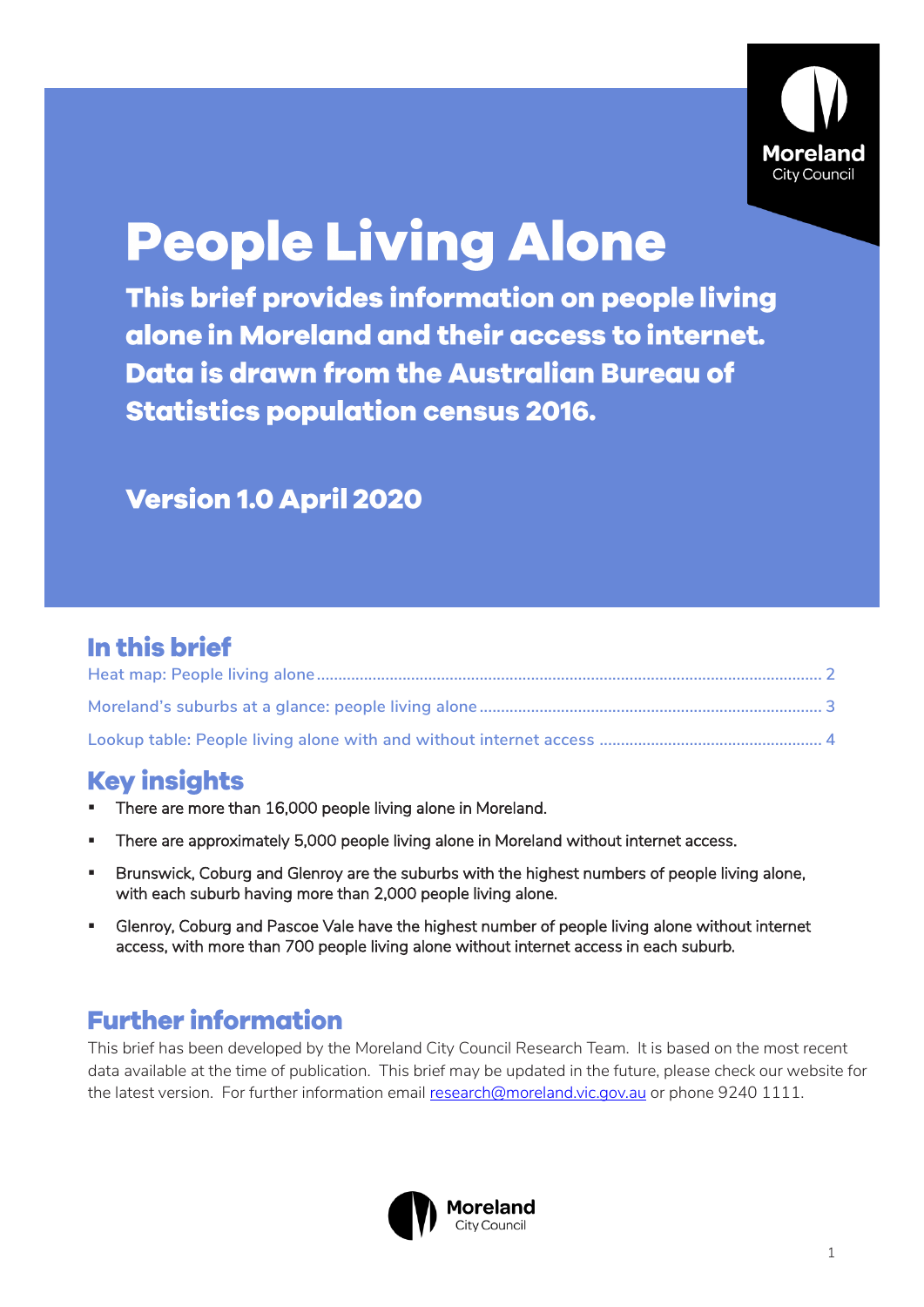# People Living Alone

**This brief provides information on people living alone in Moreland and their access to internet. Data is drawn from the Australian Bureau of Statistics population census 2016.**

**Version 1.0 April 2020**

## In this brief

Heat map: People living alone ........ 2

Moreland's suburbs at a glance: people living alone ........ 3

Lookup table: People living alone with and without internet access ........ 4

## Key insights

- There are more than 16,000 people living alone in Moreland.
- There are approximately 5,000 people living alone in Moreland without internet access.
- Brunswick, Coburg and Glenroy are the suburbs with the highest numbers of people living alone, with each suburb having more than 2,000 people living alone.
- Glenroy, Coburg and Pascoe Vale have the highest number of people living alone without internet access, with more than 700 people living alone without internet access in each suburb.

## Further information

This brief has been developed by the Moreland City Council Research Team. It is based on the most recent data available at the time of publication. This brief may be updated in the future, please check our website for the latest version. For further information email research@moreland.vic.gov.au or phone 9240 1111.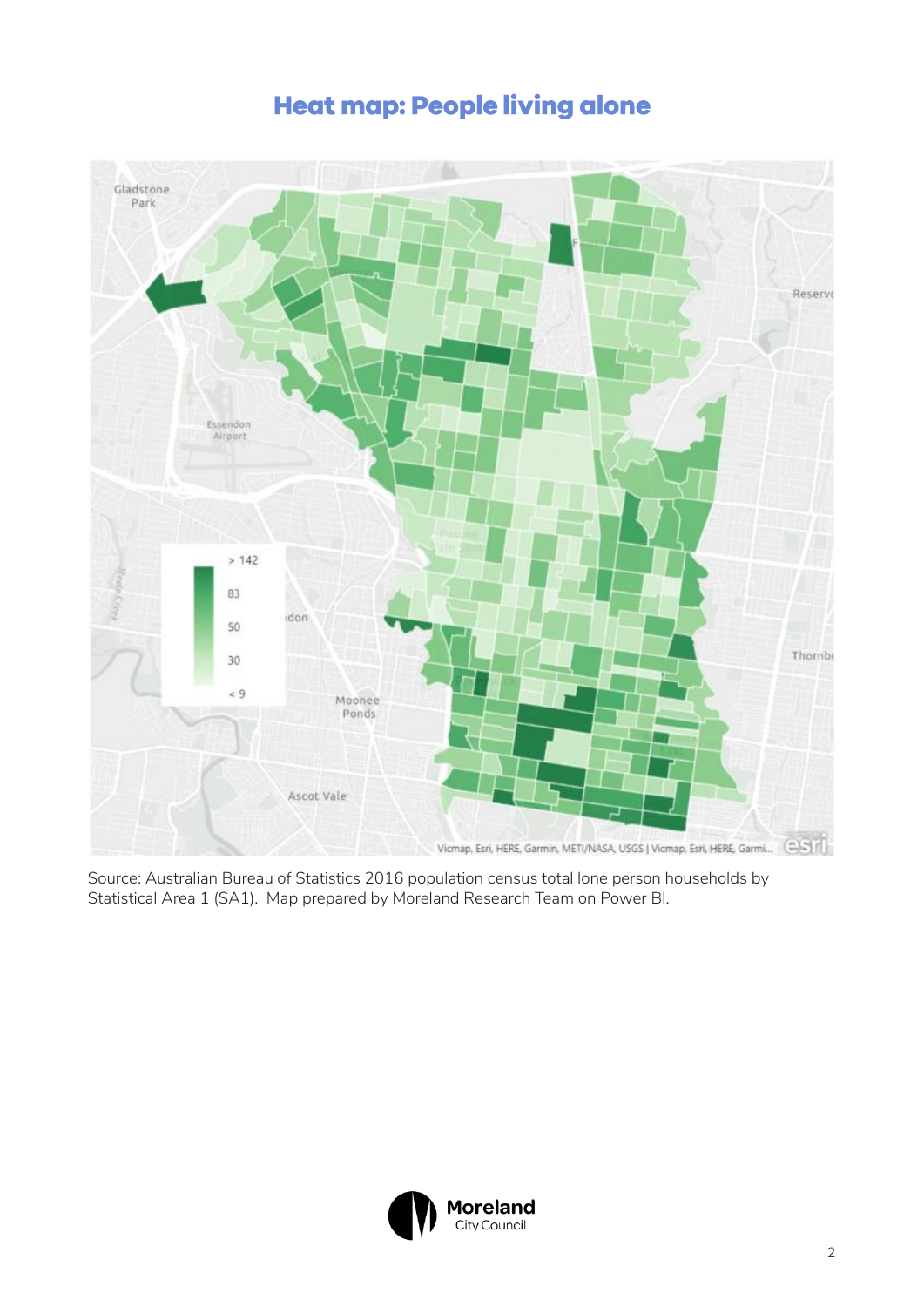# Heat map: People living alone

Source: Australian Bureau of Statistics 2016 population census total lone person households by Statistical Area 1 (SA1). Map prepared by Moreland Research Team on Power BI.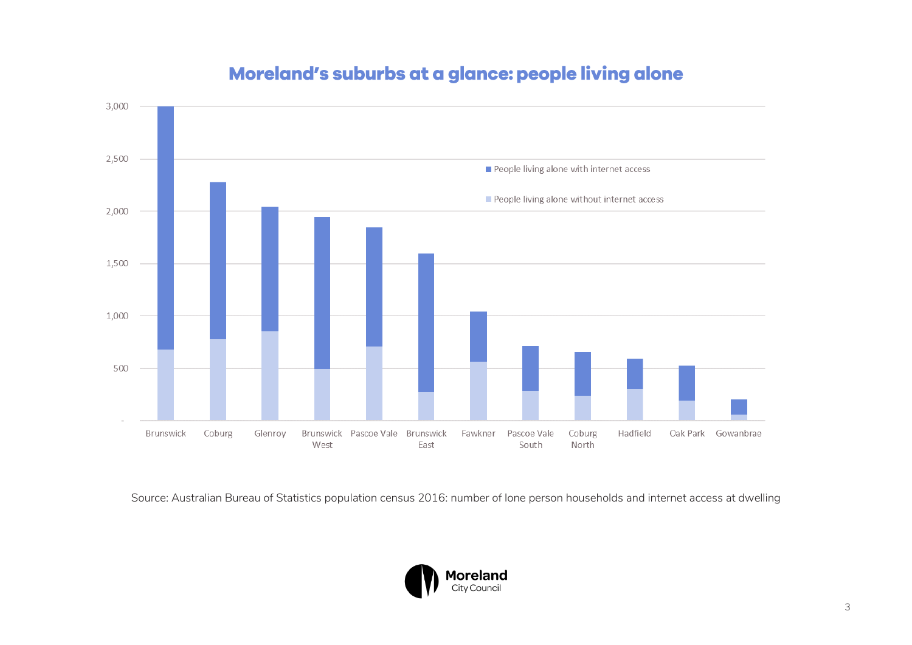## Moreland's suburbs at a glance: people living alone

Source: Australian Bureau of Statistics population census 2016: number of lone person households and internet access at dwelling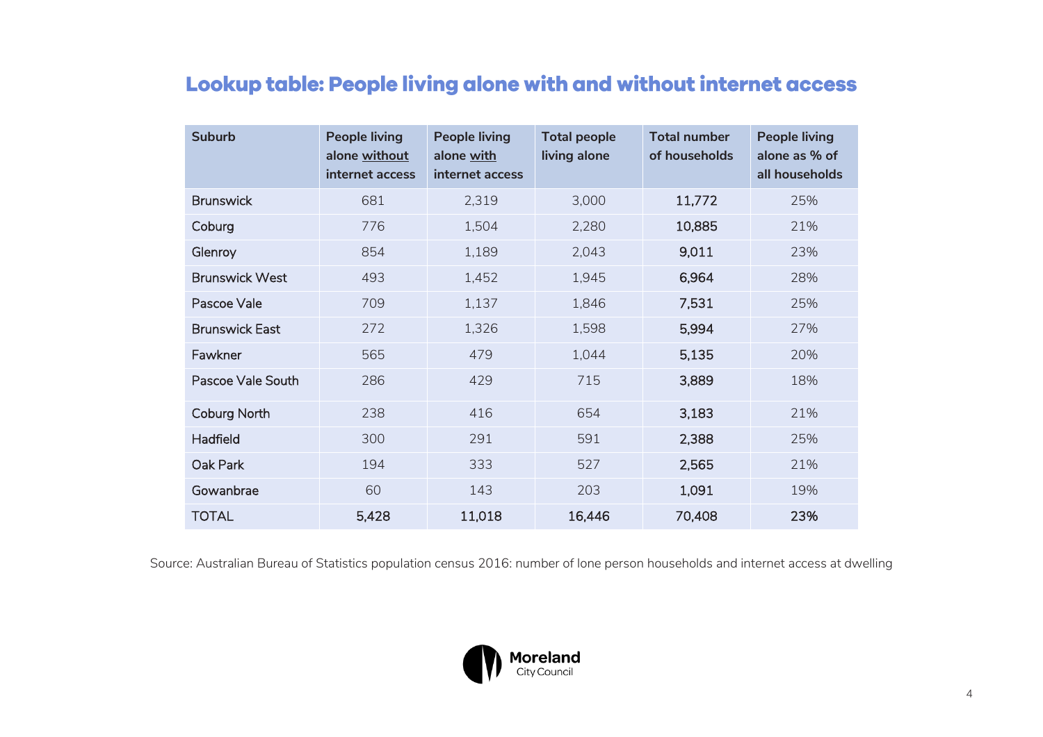## Lookup table: People living alone with and without internet access

| Suburb | People living alone without internet access | People living alone with internet access | Total people living alone | Total number of households | People living alone as % of all households |
|---|---|---|---|---|---|
| Brunswick | 681 | 2,319 | 3,000 | 11,772 | 25% |
| Coburg | 776 | 1,504 | 2,280 | 10,885 | 21% |
| Glenroy | 854 | 1,189 | 2,043 | 9,011 | 23% |
| Brunswick West | 493 | 1,452 | 1,945 | 6,964 | 28% |
| Pascoe Vale | 709 | 1,137 | 1,846 | 7,531 | 25% |
| Brunswick East | 272 | 1,326 | 1,598 | 5,994 | 27% |
| Fawkner | 565 | 479 | 1,044 | 5,135 | 20% |
| Pascoe Vale South | 286 | 429 | 715 | 3,889 | 18% |
| Coburg North | 238 | 416 | 654 | 3,183 | 21% |
| Hadfield | 300 | 291 | 591 | 2,388 | 25% |
| Oak Park | 194 | 333 | 527 | 2,565 | 21% |
| Gowanbrae | 60 | 143 | 203 | 1,091 | 19% |
| TOTAL | **5,428** | **11,018** | **16,446** | **70,408** | **23%** |

Source: Australian Bureau of Statistics population census 2016: number of lone person households and internet access at dwelling

**Moreland** City Council